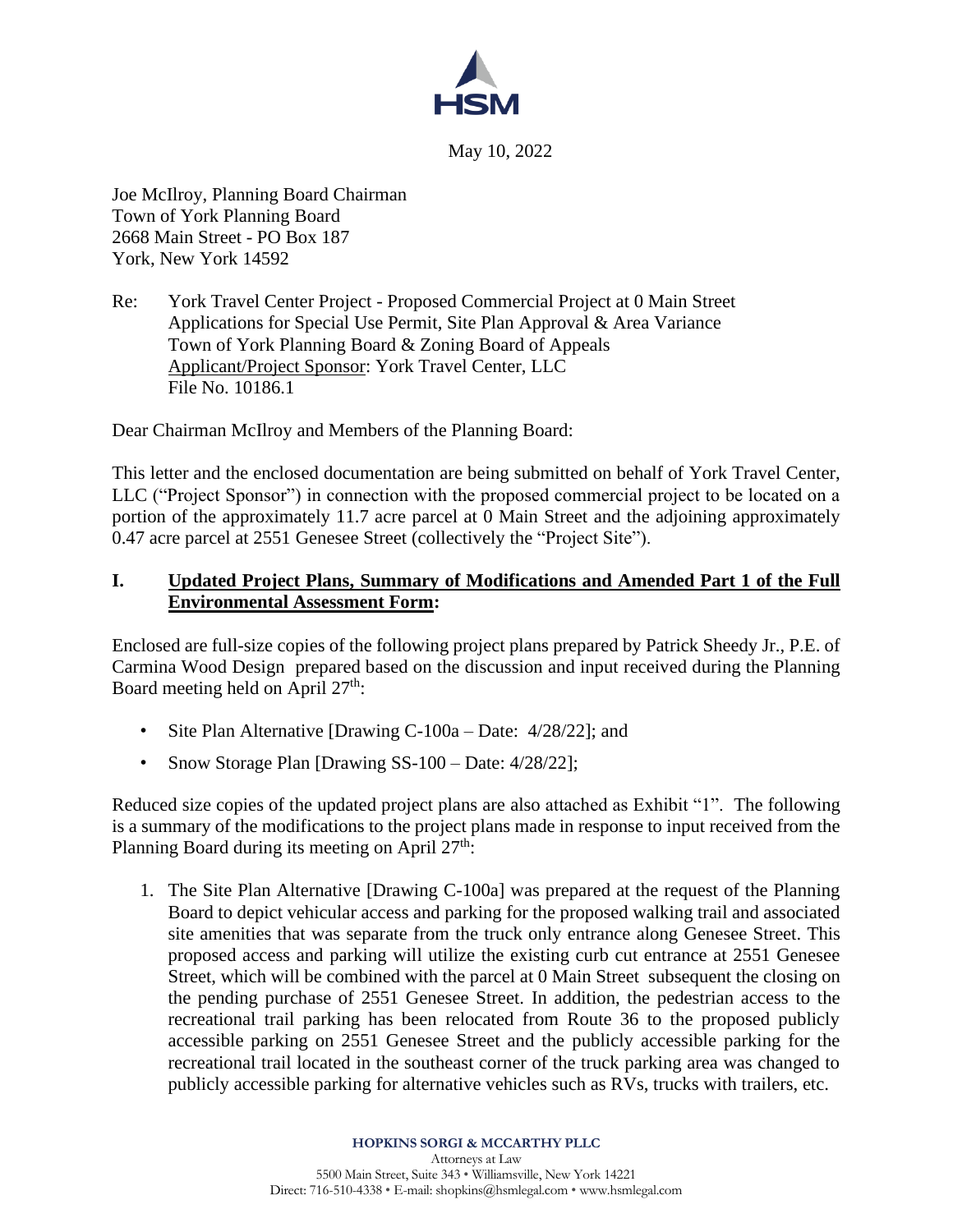HSM

May 10, 2022

Joe McIlroy, Planning Board Chairman
Town of York Planning Board
2668 Main Street - PO Box 187
York, New York 14592

Re: York Travel Center Project - Proposed Commercial Project at 0 Main Street
Applications for Special Use Permit, Site Plan Approval & Area Variance
Town of York Planning Board & Zoning Board of Appeals
Applicant/Project Sponsor: York Travel Center, LLC
File No. 10186.1

Dear Chairman McIlroy and Members of the Planning Board:

This letter and the enclosed documentation are being submitted on behalf of York Travel Center, LLC ("Project Sponsor") in connection with the proposed commercial project to be located on a portion of the approximately 11.7 acre parcel at 0 Main Street and the adjoining approximately 0.47 acre parcel at 2551 Genesee Street (collectively the "Project Site").

## I. Updated Project Plans, Summary of Modifications and Amended Part 1 of the Full Environmental Assessment Form:

Enclosed are full-size copies of the following project plans prepared by Patrick Sheedy Jr., P.E. of Carmina Wood Design prepared based on the discussion and input received during the Planning Board meeting held on April 27th:

- Site Plan Alternative [Drawing C-100a – Date: 4/28/22]; and
- Snow Storage Plan [Drawing SS-100 – Date: 4/28/22];

Reduced size copies of the updated project plans are also attached as Exhibit "1". The following is a summary of the modifications to the project plans made in response to input received from the Planning Board during its meeting on April 27th:

1. The Site Plan Alternative [Drawing C-100a] was prepared at the request of the Planning Board to depict vehicular access and parking for the proposed walking trail and associated site amenities that was separate from the truck only entrance along Genesee Street. This proposed access and parking will utilize the existing curb cut entrance at 2551 Genesee Street, which will be combined with the parcel at 0 Main Street subsequent the closing on the pending purchase of 2551 Genesee Street. In addition, the pedestrian access to the recreational trail parking has been relocated from Route 36 to the proposed publicly accessible parking on 2551 Genesee Street and the publicly accessible parking for the recreational trail located in the southeast corner of the truck parking area was changed to publicly accessible parking for alternative vehicles such as RVs, trucks with trailers, etc.

**HOPKINS SORGI & MCCARTHY PLLC**
Attorneys at Law
5500 Main Street, Suite 343 • Williamsville, New York 14221
Direct: 716-510-4338 • E-mail: shopkins@hsmlegal.com • www.hsmlegal.com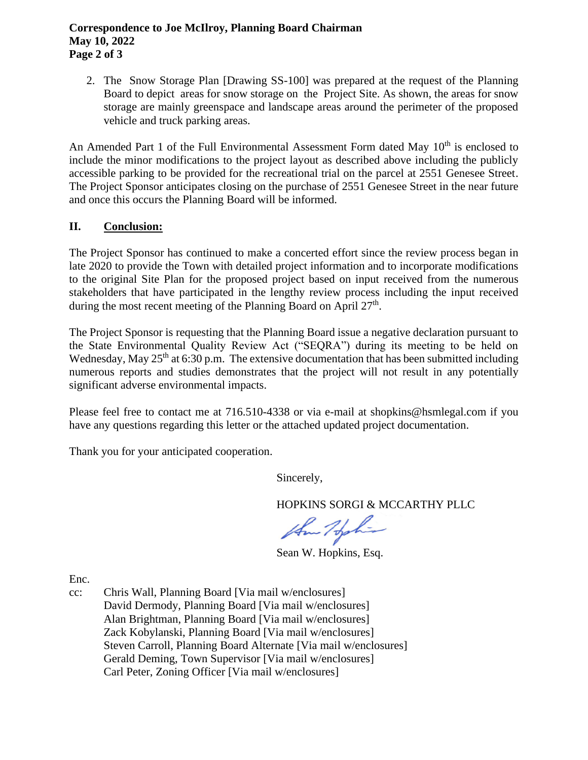2. The Snow Storage Plan [Drawing SS-100] was prepared at the request of the Planning Board to depict areas for snow storage on the Project Site. As shown, the areas for snow storage are mainly greenspace and landscape areas around the perimeter of the proposed vehicle and truck parking areas.

An Amended Part 1 of the Full Environmental Assessment Form dated May 10th is enclosed to include the minor modifications to the project layout as described above including the publicly accessible parking to be provided for the recreational trial on the parcel at 2551 Genesee Street. The Project Sponsor anticipates closing on the purchase of 2551 Genesee Street in the near future and once this occurs the Planning Board will be informed.

## II. Conclusion:

The Project Sponsor has continued to make a concerted effort since the review process began in late 2020 to provide the Town with detailed project information and to incorporate modifications to the original Site Plan for the proposed project based on input received from the numerous stakeholders that have participated in the lengthy review process including the input received during the most recent meeting of the Planning Board on April 27th.

The Project Sponsor is requesting that the Planning Board issue a negative declaration pursuant to the State Environmental Quality Review Act ("SEQRA") during its meeting to be held on Wednesday, May 25th at 6:30 p.m. The extensive documentation that has been submitted including numerous reports and studies demonstrates that the project will not result in any potentially significant adverse environmental impacts.

Please feel free to contact me at 716.510-4338 or via e-mail at shopkins@hsmlegal.com if you have any questions regarding this letter or the attached updated project documentation.

Thank you for your anticipated cooperation.

Sincerely,

HOPKINS SORGI & MCCARTHY PLLC

Sean W. Hopkins, Esq.

Enc.

cc: Chris Wall, Planning Board [Via mail w/enclosures]
David Dermody, Planning Board [Via mail w/enclosures]
Alan Brightman, Planning Board [Via mail w/enclosures]
Zack Kobylanski, Planning Board [Via mail w/enclosures]
Steven Carroll, Planning Board Alternate [Via mail w/enclosures]
Gerald Deming, Town Supervisor [Via mail w/enclosures]
Carl Peter, Zoning Officer [Via mail w/enclosures]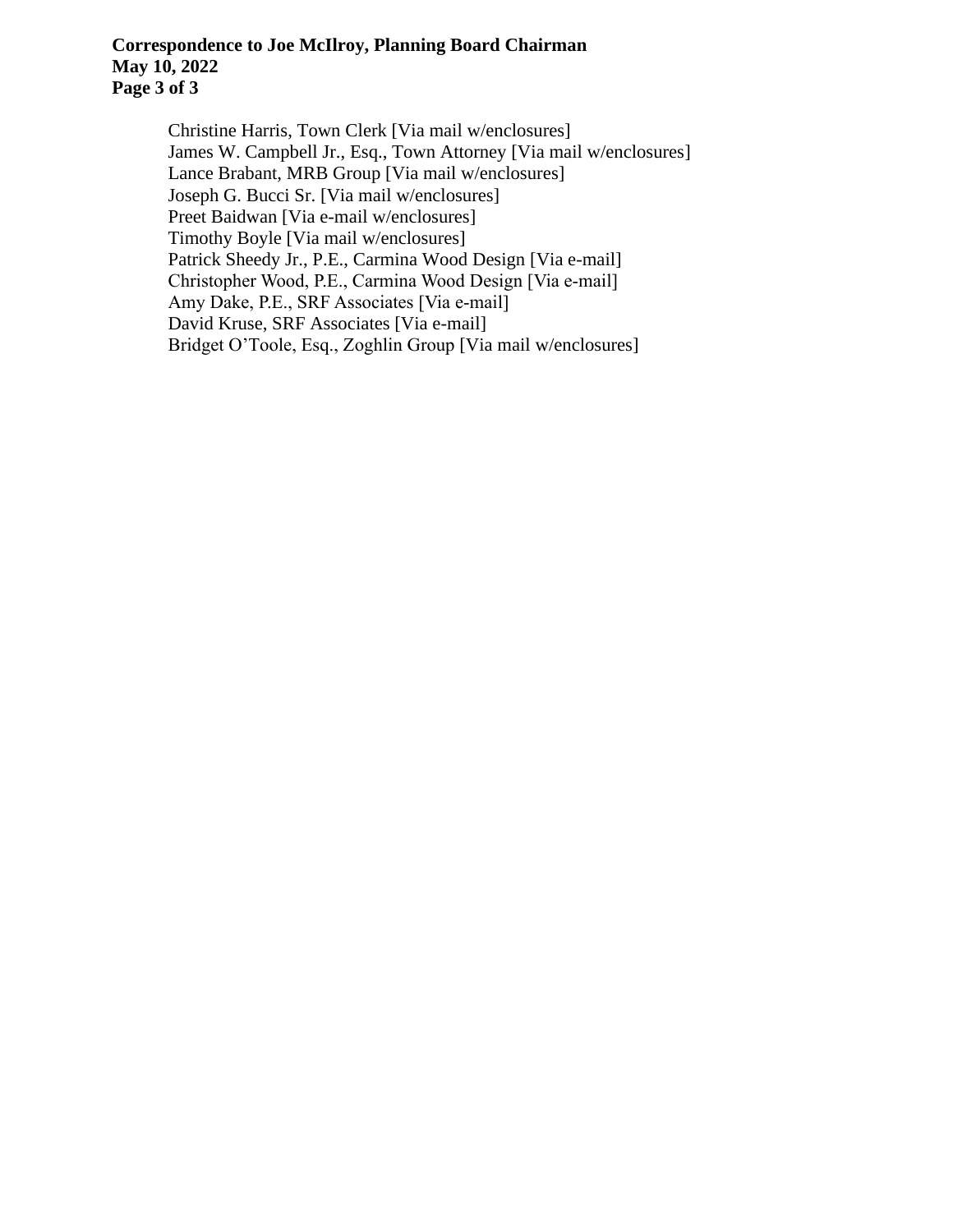Christine Harris, Town Clerk [Via mail w/enclosures]
James W. Campbell Jr., Esq., Town Attorney [Via mail w/enclosures]
Lance Brabant, MRB Group [Via mail w/enclosures]
Joseph G. Bucci Sr. [Via mail w/enclosures]
Preet Baidwan [Via e-mail w/enclosures]
Timothy Boyle [Via mail w/enclosures]
Patrick Sheedy Jr., P.E., Carmina Wood Design [Via e-mail]
Christopher Wood, P.E., Carmina Wood Design [Via e-mail]
Amy Dake, P.E., SRF Associates [Via e-mail]
David Kruse, SRF Associates [Via e-mail]
Bridget O'Toole, Esq., Zoghlin Group [Via mail w/enclosures]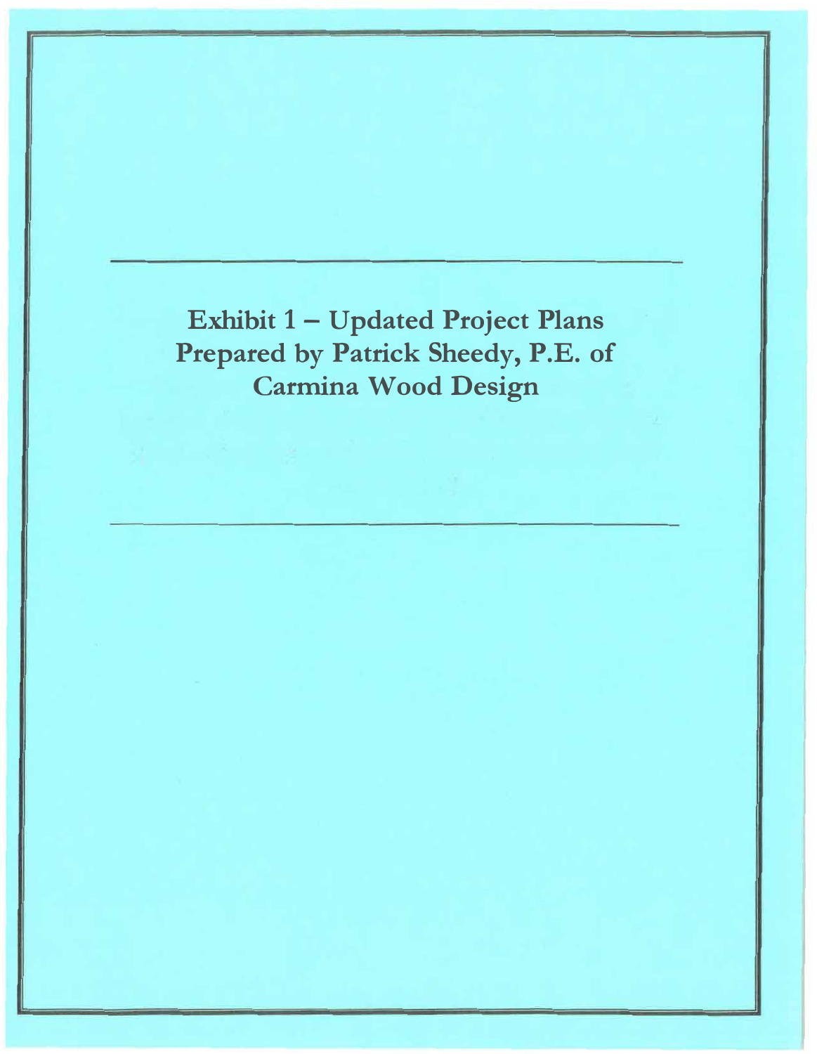# Exhibit 1 – Updated Project Plans Prepared by Patrick Sheedy, P.E. of Carmina Wood Design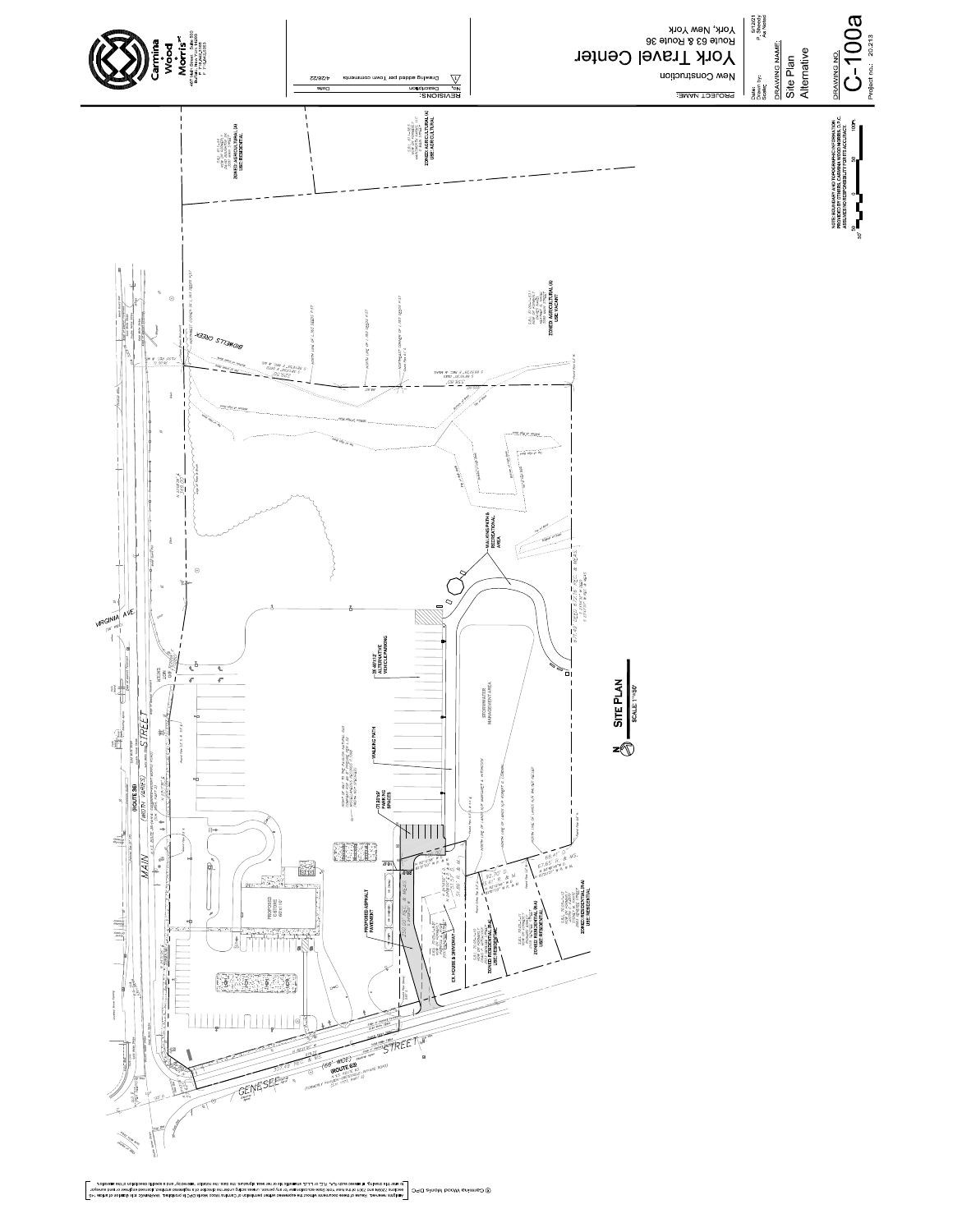Carmina Wood Morris

487 Main Street, Suite 500
Buffalo, New York 14203

PROJECT NAME:

New Construction

# York Travel Center

Route 63 & Route 36
York, New York

REVISIONS:

| No. | Description | Date |
|---|---|---|
| 1 | Drawing added per Town comments | 4/26/22 |

Date: 5/12/21
Drawn By: P. Remedy
Scale: As Noted

DRAWING NAME:

Site Plan
Alternative

DRAWING NO.

C-100a

Project no.: 20.213

## SITE PLAN

SCALE: 1"=50'

MAIN STREET (ROUTE 36)

GENESEE STREET (ROUTE 63)

VIRGINIA AVE.

BIDWELLS CREEK

PROPOSED C-STORE

PROPOSED ASPHALT PAVEMENT

EX. HOUSE & DRIVEWAY

WALKING PATH

WALKING PATH & RECREATIONAL AREA

STORMWATER MANAGEMENT AREA

ZONED: RESIDENTIAL (R-A) USE: RESIDENTIAL

ZONED: AGRICULTURAL (A) USE: AGRICULTURAL

ZONED: AGRICULTURAL (A) USE: VACANT

NOTE: BOUNDARY AND TOPOGRAPHIC INFORMATION PROVIDED BY OTHERS. CARMINA WOOD MORRIS, D.P.C. ASSUMES NO RESPONSIBILITY FOR ITS ACCURACY.

© Carmina Wood Morris DPC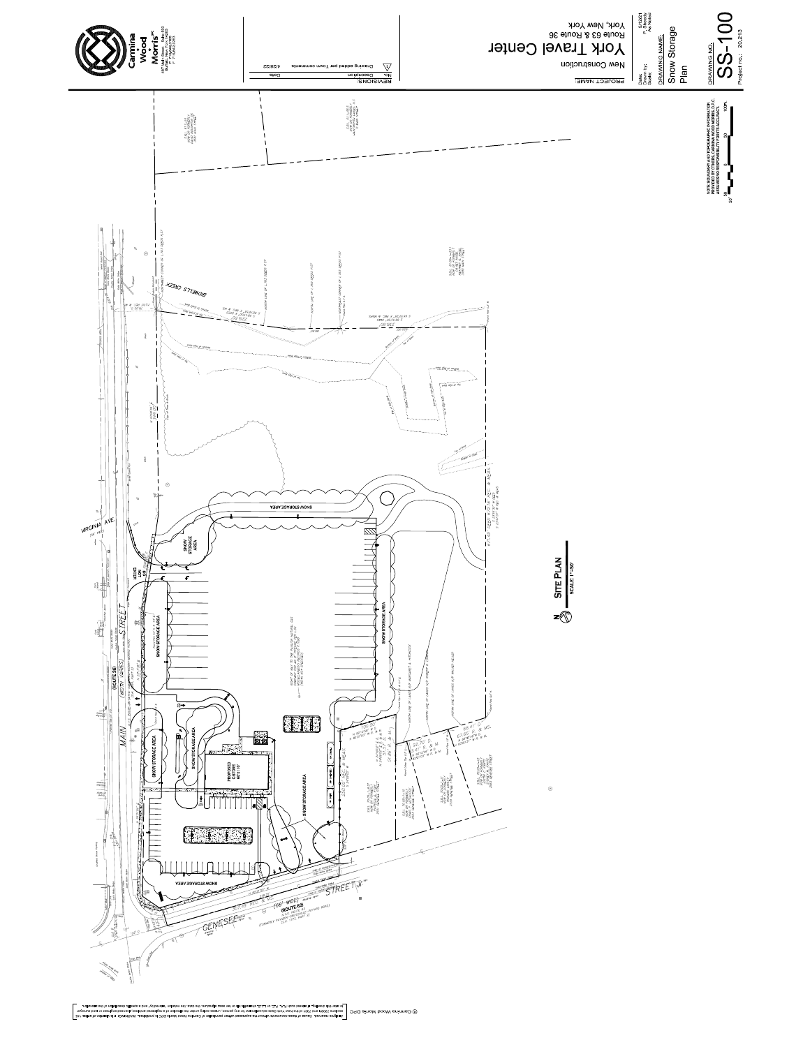**Carmina Wood Morris** DPC

487 Main Street, Suite 500
Buffalo, New York 14203
P: 716.842.3165
F: 716.842.0263

REVISIONS:

| No. | Description | Date |
|---|---|---|
| 1 | Drawing added per Town comments | 4/26/22 |

PROJECT NAME:

New Construction

# York Travel Center

Route 63 & Route 36
York, New York

Date: 5/12/21
Drawn By: P. Sheedy
Scale: As Noted

DRAWING NAME:

## Snow Storage Plan

DRAWING NO.

# SS-100

Project no.: 20,213

NOTE: BOUNDARY AND TOPOGRAPHIC INFORMATION PROVIDED BY OTHERS. CARMINA WOOD MORRIS, D.P.C. ASSUMES NO RESPONSIBILITY FOR ITS ACCURACY.

50' 0 50 100'

## SITE PLAN

SCALE: 1"=50'

N

SNOW STORAGE AREA

SNOW STORAGE AREA

SNOW STORAGE AREA

SNOW STORAGE AREA

SNOW STORAGE AREA

SNOW STORAGE AREA

SNOW STORAGE AREA

SNOW STORAGE AREA

PROPOSED C-STORE

MAIN STREET (ROUTE 36) (WIDTH VARIES)

GENESEE STREET (ROUTE 63) (66' WIDE)

VIRGINIA AVE.

BIDWELLS CREEK

© Carmina Wood Morris DPC

All rights reserved. Reuse of these documents without the expressed written permission of Carmina Wood Morris DPC is prohibited. Whenever it is a violation of article 145 section 7209 and 7301 of the New York State education law for any person, unless acting under the direction of a registered architect, licensed engineer or land surveyor, to alter this drawing in any way. If altered such item shall be stamped with the notation "altered by" and a specific description of the alteration.